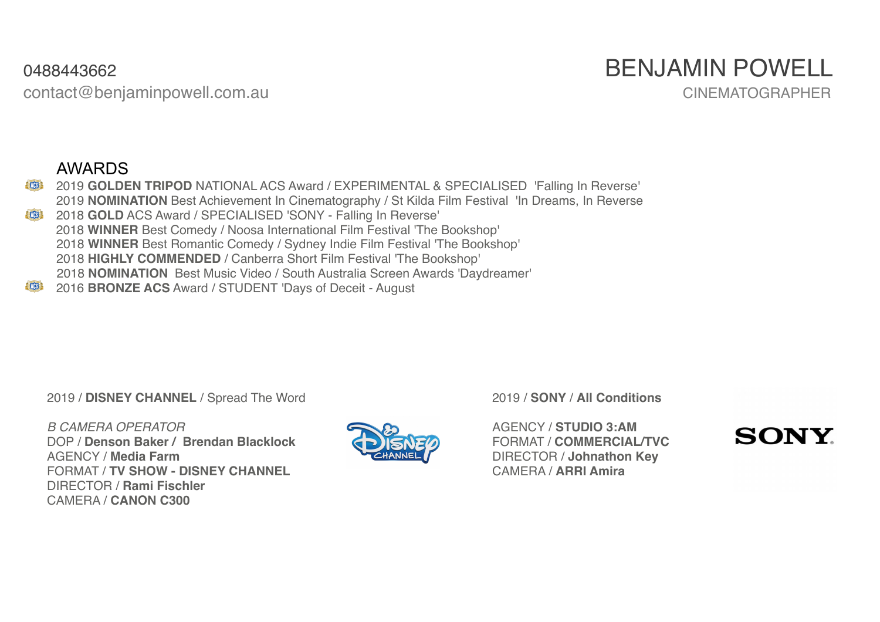0488443662
contact@benjaminpowell.com.au

# BENJAMIN POWELL

CINEMATOGRAPHER

## AWARDS

- 2019 **GOLDEN TRIPOD** NATIONAL ACS Award / EXPERIMENTAL & SPECIALISED 'Falling In Reverse'
- 2019 **NOMINATION** Best Achievement In Cinematography / St Kilda Film Festival 'In Dreams, In Reverse
- 2018 **GOLD** ACS Award / SPECIALISED 'SONY - Falling In Reverse'
- 2018 **WINNER** Best Comedy / Noosa International Film Festival 'The Bookshop'
- 2018 **WINNER** Best Romantic Comedy / Sydney Indie Film Festival 'The Bookshop'
- 2018 **HIGHLY COMMENDED** / Canberra Short Film Festival 'The Bookshop'
- 2018 **NOMINATION** Best Music Video / South Australia Screen Awards 'Daydreamer'
- 2016 **BRONZE ACS** Award / STUDENT 'Days of Deceit - August

2019 / **DISNEY CHANNEL** / Spread The Word

*B CAMERA OPERATOR*
DOP / **Denson Baker / Brendan Blacklock**
AGENCY / **Media Farm**
FORMAT / **TV SHOW - DISNEY CHANNEL**
DIRECTOR / **Rami Fischler**
CAMERA / **CANON C300**

2019 / **SONY** / **All Conditions**

AGENCY / **STUDIO 3:AM**
FORMAT / **COMMERCIAL/TVC**
DIRECTOR / **Johnathon Key**
CAMERA / **ARRI Amira**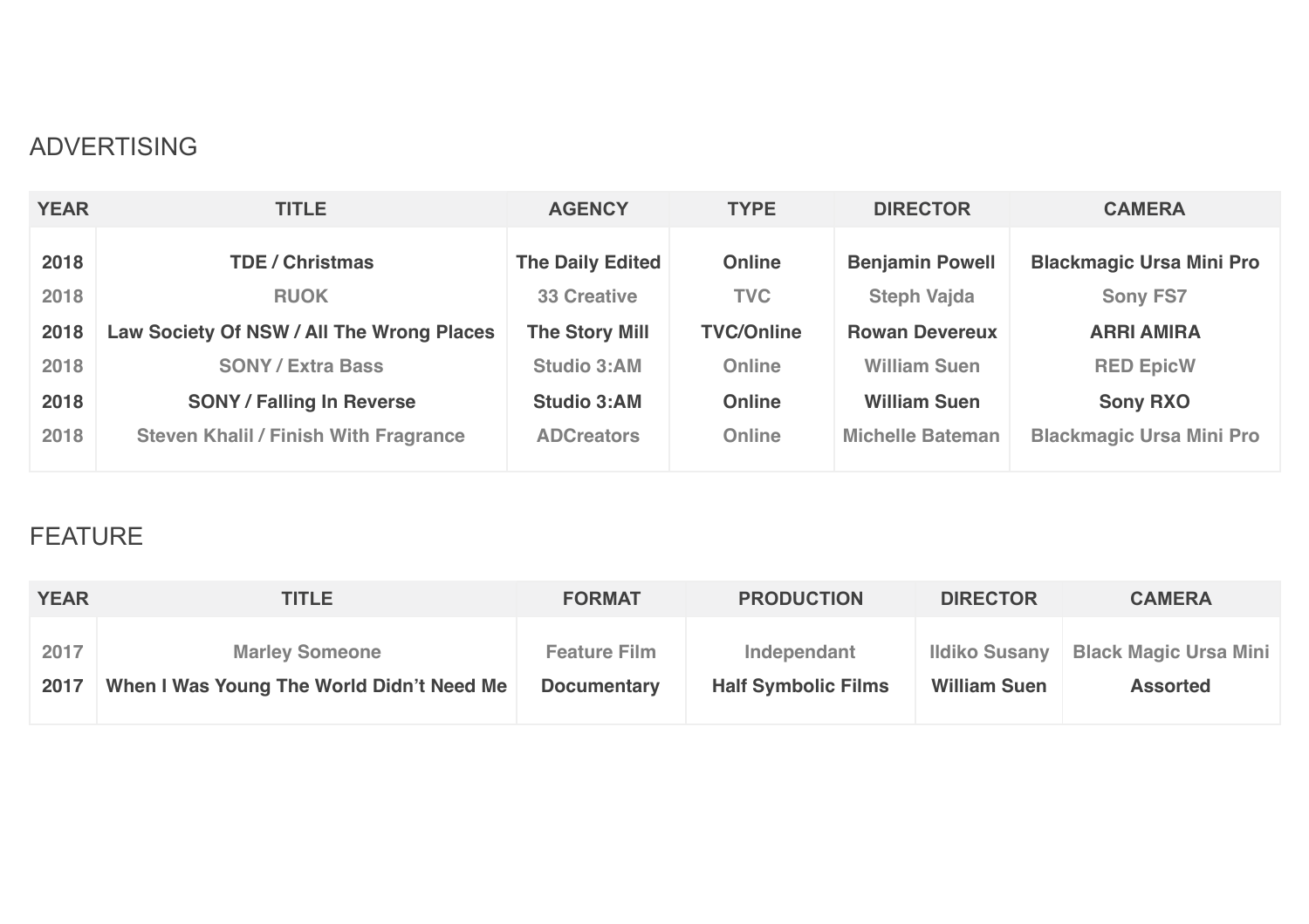## ADVERTISING

| YEAR | TITLE | AGENCY | TYPE | DIRECTOR | CAMERA |
|---|---|---|---|---|---|
| 2018 | TDE / Christmas | The Daily Edited | Online | Benjamin Powell | Blackmagic Ursa Mini Pro |
| 2018 | RUOK | 33 Creative | TVC | Steph Vajda | Sony FS7 |
| 2018 | Law Society Of NSW / All The Wrong Places | The Story Mill | TVC/Online | Rowan Devereux | ARRI AMIRA |
| 2018 | SONY / Extra Bass | Studio 3:AM | Online | William Suen | RED EpicW |
| 2018 | SONY / Falling In Reverse | Studio 3:AM | Online | William Suen | Sony RXO |
| 2018 | Steven Khalil / Finish With Fragrance | ADCreators | Online | Michelle Bateman | Blackmagic Ursa Mini Pro |

## FEATURE

| YEAR | TITLE | FORMAT | PRODUCTION | DIRECTOR | CAMERA |
|---|---|---|---|---|---|
| 2017 | Marley Someone | Feature Film | Independant | Ildiko Susany | Black Magic Ursa Mini |
| 2017 | When I Was Young The World Didn't Need Me | Documentary | Half Symbolic Films | William Suen | Assorted |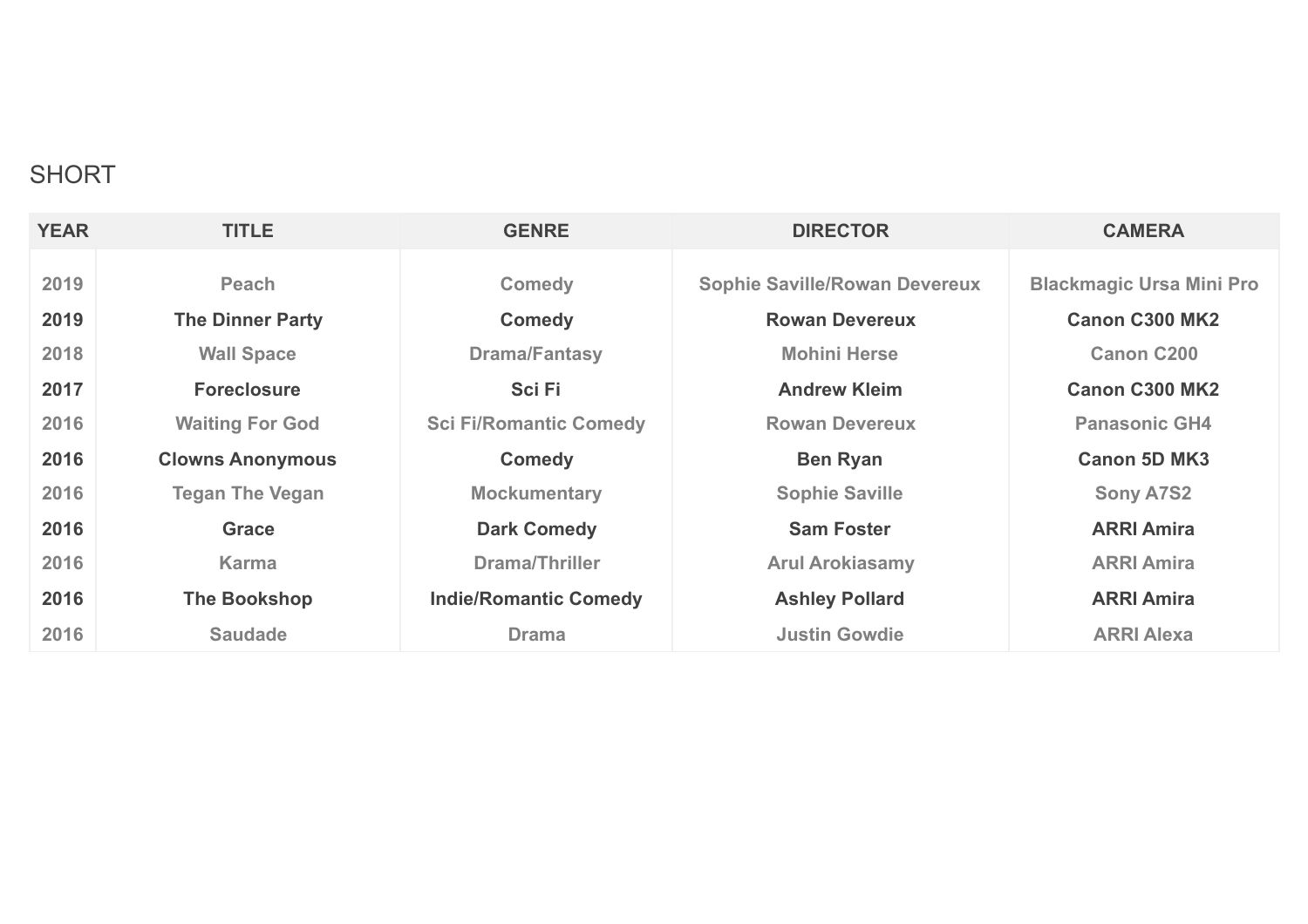## SHORT

| YEAR | TITLE | GENRE | DIRECTOR | CAMERA |
|---|---|---|---|---|
| 2019 | Peach | Comedy | Sophie Saville/Rowan Devereux | Blackmagic Ursa Mini Pro |
| 2019 | The Dinner Party | Comedy | Rowan Devereux | Canon C300 MK2 |
| 2018 | Wall Space | Drama/Fantasy | Mohini Herse | Canon C200 |
| 2017 | Foreclosure | Sci Fi | Andrew Kleim | Canon C300 MK2 |
| 2016 | Waiting For God | Sci Fi/Romantic Comedy | Rowan Devereux | Panasonic GH4 |
| 2016 | Clowns Anonymous | Comedy | Ben Ryan | Canon 5D MK3 |
| 2016 | Tegan The Vegan | Mockumentary | Sophie Saville | Sony A7S2 |
| 2016 | Grace | Dark Comedy | Sam Foster | ARRI Amira |
| 2016 | Karma | Drama/Thriller | Arul Arokiasamy | ARRI Amira |
| 2016 | The Bookshop | Indie/Romantic Comedy | Ashley Pollard | ARRI Amira |
| 2016 | Saudade | Drama | Justin Gowdie | ARRI Alexa |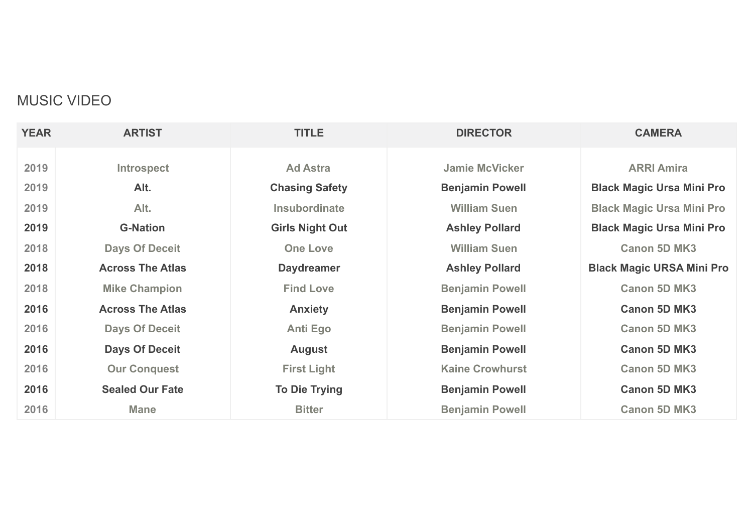## MUSIC VIDEO

| YEAR | ARTIST | TITLE | DIRECTOR | CAMERA |
| --- | --- | --- | --- | --- |
| 2019 | Introspect | Ad Astra | Jamie McVicker | ARRI Amira |
| 2019 | Alt. | Chasing Safety | Benjamin Powell | Black Magic Ursa Mini Pro |
| 2019 | Alt. | Insubordinate | William Suen | Black Magic Ursa Mini Pro |
| 2019 | G-Nation | Girls Night Out | Ashley Pollard | Black Magic Ursa Mini Pro |
| 2018 | Days Of Deceit | One Love | William Suen | Canon 5D MK3 |
| 2018 | Across The Atlas | Daydreamer | Ashley Pollard | Black Magic URSA Mini Pro |
| 2018 | Mike Champion | Find Love | Benjamin Powell | Canon 5D MK3 |
| 2016 | Across The Atlas | Anxiety | Benjamin Powell | Canon 5D MK3 |
| 2016 | Days Of Deceit | Anti Ego | Benjamin Powell | Canon 5D MK3 |
| 2016 | Days Of Deceit | August | Benjamin Powell | Canon 5D MK3 |
| 2016 | Our Conquest | First Light | Kaine Crowhurst | Canon 5D MK3 |
| 2016 | Sealed Our Fate | To Die Trying | Benjamin Powell | Canon 5D MK3 |
| 2016 | Mane | Bitter | Benjamin Powell | Canon 5D MK3 |